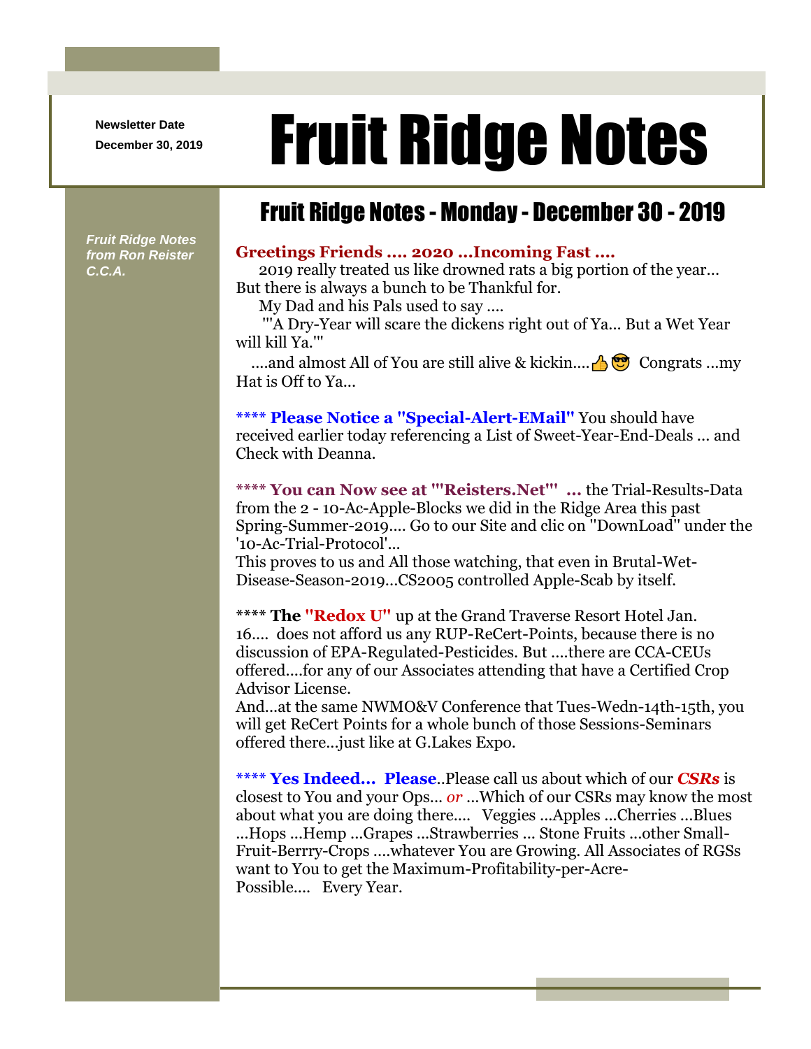Newsletter Date
December 30, 2019

# Fruit Ridge Notes

*Fruit Ridge Notes from Ron Reister C.C.A.*

## Fruit Ridge Notes - Monday - December 30 - 2019

**Greetings Friends .... 2020 ...Incoming Fast ....**

2019 really treated us like drowned rats a big portion of the year... But there is always a bunch to be Thankful for.

My Dad and his Pals used to say ....

"'A Dry-Year will scare the dickens right out of Ya... But a Wet Year will kill Ya.'"

....and almost All of You are still alive & kickin....👍😎 Congrats ...my Hat is Off to Ya...

**\*\*\*\* Please Notice a "Special-Alert-EMail"** You should have received earlier today referencing a List of Sweet-Year-End-Deals ... and Check with Deanna.

**\*\*\*\* You can Now see at "'Reisters.Net'" ...** the Trial-Results-Data from the 2 - 10-Ac-Apple-Blocks we did in the Ridge Area this past Spring-Summer-2019.... Go to our Site and clic on "DownLoad" under the '10-Ac-Trial-Protocol'...

This proves to us and All those watching, that even in Brutal-Wet-Disease-Season-2019...CS2005 controlled Apple-Scab by itself.

\*\*\*\* **The "Redox U"** up at the Grand Traverse Resort Hotel Jan. 16.... does not afford us any RUP-ReCert-Points, because there is no discussion of EPA-Regulated-Pesticides. But ....there are CCA-CEUs offered....for any of our Associates attending that have a Certified Crop Advisor License.

And...at the same NWMO&V Conference that Tues-Wedn-14th-15th, you will get ReCert Points for a whole bunch of those Sessions-Seminars offered there...just like at G.Lakes Expo.

**\*\*\*\* Yes Indeed... Please**..Please call us about which of our ***CSRs*** is closest to You and your Ops... *or* ...Which of our CSRs may know the most about what you are doing there.... Veggies ...Apples ...Cherries ...Blues ...Hops ...Hemp ...Grapes ...Strawberries ... Stone Fruits ...other Small-Fruit-Berrry-Crops ....whatever You are Growing. All Associates of RGSs want to You to get the Maximum-Profitability-per-Acre-Possible.... Every Year.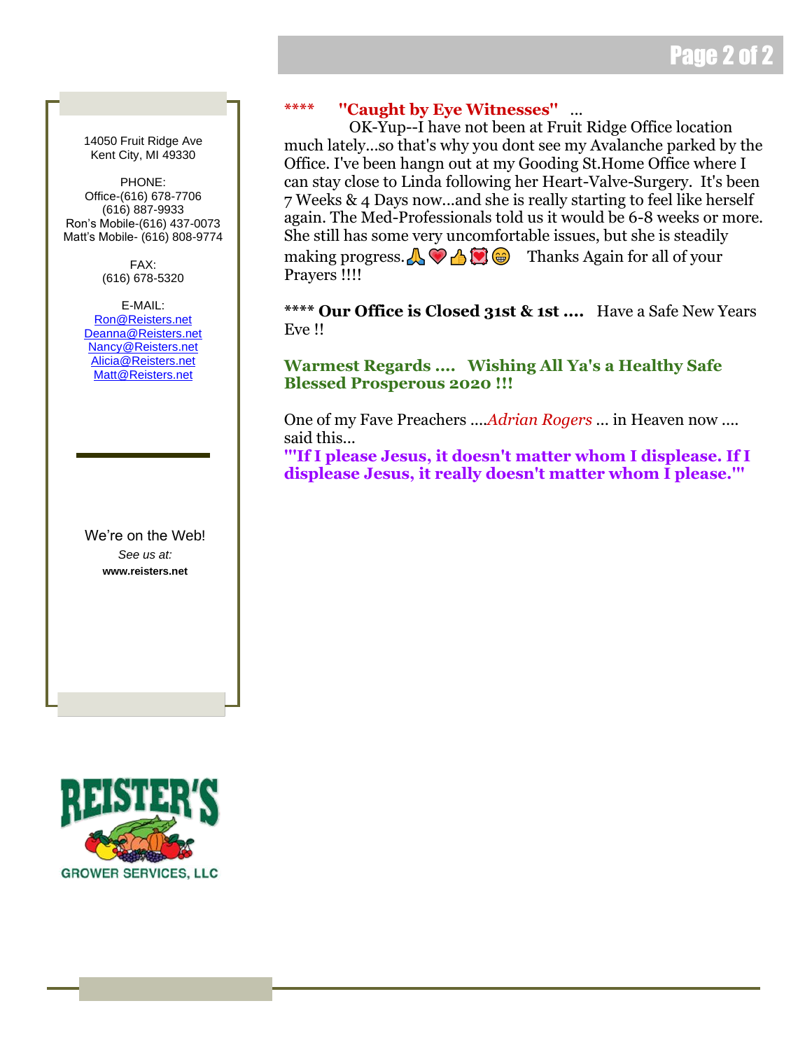14050 Fruit Ridge Ave
Kent City, MI 49330

PHONE:
Office-(616) 678-7706
(616) 887-9933
Ron's Mobile-(616) 437-0073
Matt's Mobile- (616) 808-9774

FAX:
(616) 678-5320

E-MAIL:
Ron@Reisters.net
Deanna@Reisters.net
Nancy@Reisters.net
Alicia@Reisters.net
Matt@Reisters.net

We're on the Web!
*See us at:*
**www.reisters.net**

REISTER'S
GROWER SERVICES, LLC

**** **"Caught by Eye Witnesses"** ...
OK-Yup--I have not been at Fruit Ridge Office location much lately...so that's why you dont see my Avalanche parked by the Office. I've been hangn out at my Gooding St.Home Office where I can stay close to Linda following her Heart-Valve-Surgery. It's been 7 Weeks & 4 Days now...and she is really starting to feel like herself again. The Med-Professionals told us it would be 6-8 weeks or more. She still has some very uncomfortable issues, but she is steadily making progress.🙏❤️👍💌😁 Thanks Again for all of your Prayers !!!!

**** **Our Office is Closed 31st & 1st ....** Have a Safe New Years Eve !!

**Warmest Regards .... Wishing All Ya's a Healthy Safe Blessed Prosperous 2020 !!!**

One of my Fave Preachers ....*Adrian Rogers* ... in Heaven now .... said this...
**"'If I please Jesus, it doesn't matter whom I displease. If I displease Jesus, it really doesn't matter whom I please.'"**